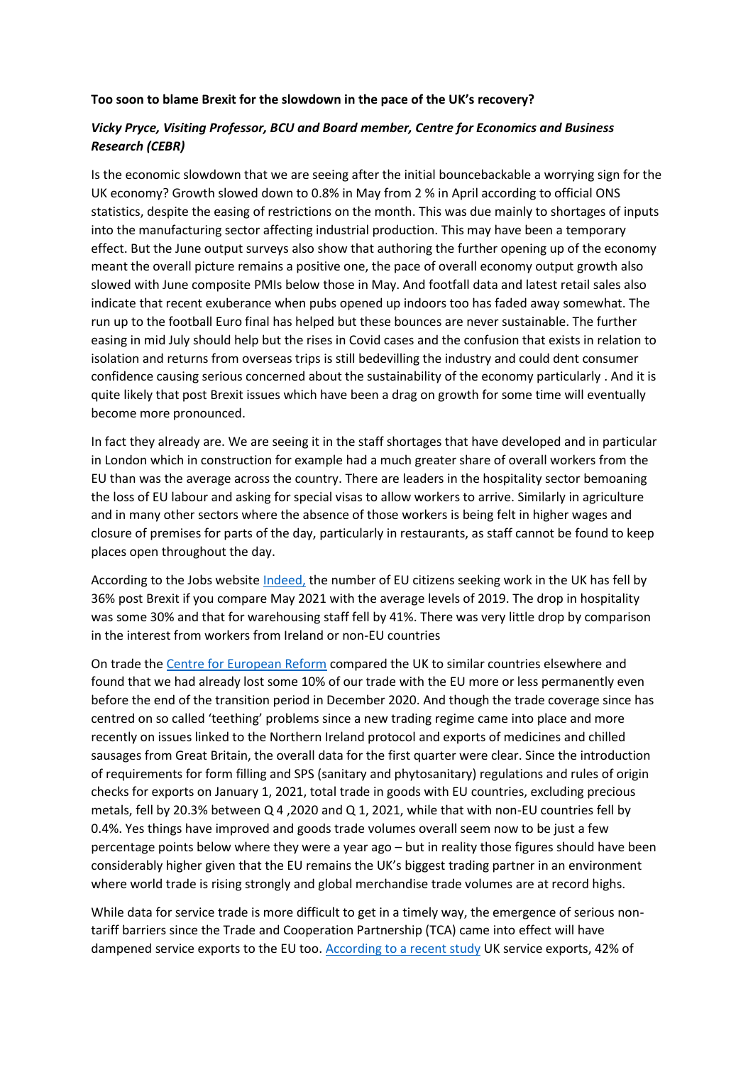**Too soon to blame Brexit for the slowdown in the pace of the UK's recovery?**

***Vicky Pryce, Visiting Professor, BCU and Board member, Centre for Economics and Business Research (CEBR)***

Is the economic slowdown that we are seeing after the initial bouncebackable a worrying sign for the UK economy? Growth slowed down to 0.8% in May from 2 % in April according to official ONS statistics, despite the easing of restrictions on the month. This was due mainly to shortages of inputs into the manufacturing sector affecting industrial production. This may have been a temporary effect. But the June output surveys also show that authoring the further opening up of the economy meant the overall picture remains a positive one, the pace of overall economy output growth also slowed with June composite PMIs below those in May. And footfall data and latest retail sales also indicate that recent exuberance when pubs opened up indoors too has faded away somewhat. The run up to the football Euro final has helped but these bounces are never sustainable. The further easing in mid July should help but the rises in Covid cases and the confusion that exists in relation to isolation and returns from overseas trips is still bedevilling the industry and could dent consumer confidence causing serious concerned about the sustainability of the economy particularly . And it is quite likely that post Brexit issues which have been a drag on growth for some time will eventually become more pronounced.

In fact they already are. We are seeing it in the staff shortages that have developed and in particular in London which in construction for example had a much greater share of overall workers from the EU than was the average across the country. There are leaders in the hospitality sector bemoaning the loss of EU labour and asking for special visas to allow workers to arrive. Similarly in agriculture and in many other sectors where the absence of those workers is being felt in higher wages and closure of premises for parts of the day, particularly in restaurants, as staff cannot be found to keep places open throughout the day.

According to the Jobs website Indeed, the number of EU citizens seeking work in the UK has fell by 36% post Brexit if you compare May 2021 with the average levels of 2019. The drop in hospitality was some 30% and that for warehousing staff fell by 41%. There was very little drop by comparison in the interest from workers from Ireland or non-EU countries

On trade the Centre for European Reform compared the UK to similar countries elsewhere and found that we had already lost some 10% of our trade with the EU more or less permanently even before the end of the transition period in December 2020. And though the trade coverage since has centred on so called 'teething' problems since a new trading regime came into place and more recently on issues linked to the Northern Ireland protocol and exports of medicines and chilled sausages from Great Britain, the overall data for the first quarter were clear. Since the introduction of requirements for form filling and SPS (sanitary and phytosanitary) regulations and rules of origin checks for exports on January 1, 2021, total trade in goods with EU countries, excluding precious metals, fell by 20.3% between Q 4 ,2020 and Q 1, 2021, while that with non-EU countries fell by 0.4%. Yes things have improved and goods trade volumes overall seem now to be just a few percentage points below where they were a year ago – but in reality those figures should have been considerably higher given that the EU remains the UK's biggest trading partner in an environment where world trade is rising strongly and global merchandise trade volumes are at record highs.

While data for service trade is more difficult to get in a timely way, the emergence of serious non-tariff barriers since the Trade and Cooperation Partnership (TCA) came into effect will have dampened service exports to the EU too. According to a recent study UK service exports, 42% of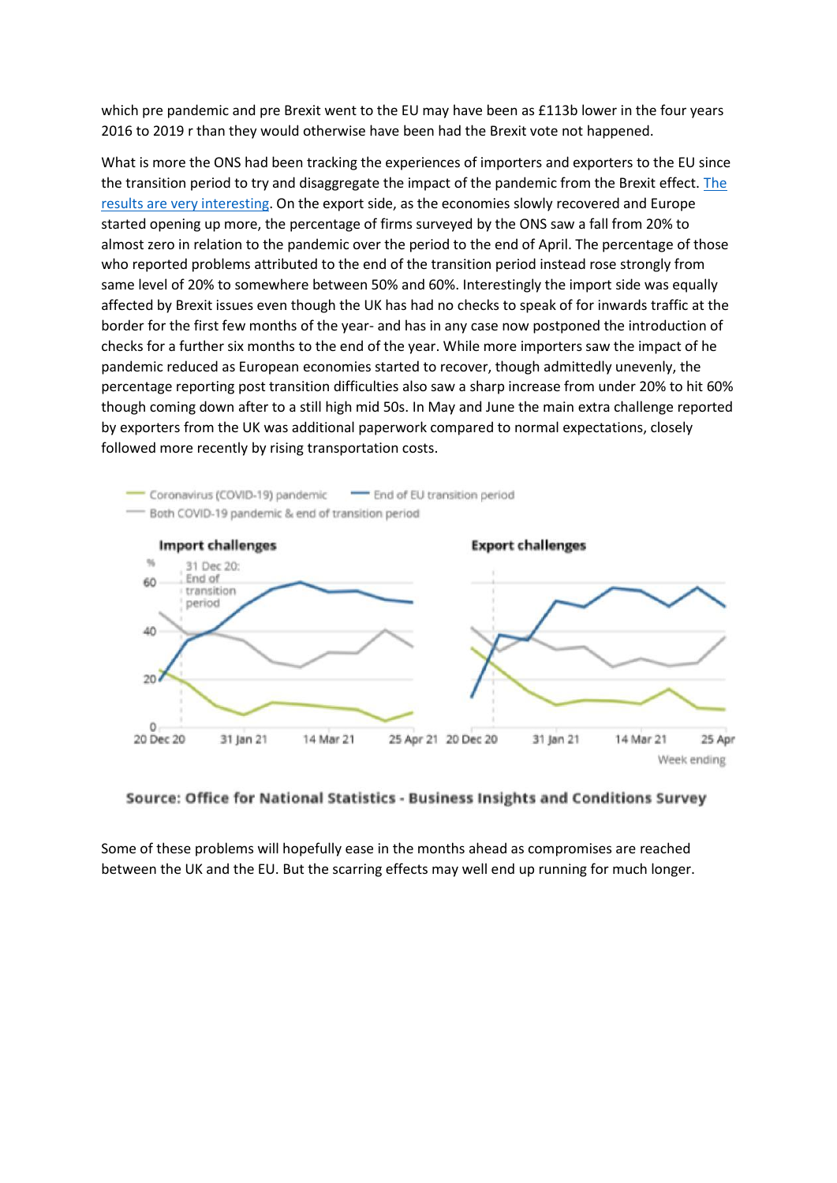which pre pandemic and pre Brexit went to the EU may have been as £113b lower in the four years 2016 to 2019 r than they would otherwise have been had the Brexit vote not happened.

What is more the ONS had been tracking the experiences of importers and exporters to the EU since the transition period to try and disaggregate the impact of the pandemic from the Brexit effect. [The results are very interesting](). On the export side, as the economies slowly recovered and Europe started opening up more, the percentage of firms surveyed by the ONS saw a fall from 20% to almost zero in relation to the pandemic over the period to the end of April. The percentage of those who reported problems attributed to the end of the transition period instead rose strongly from same level of 20% to somewhere between 50% and 60%. Interestingly the import side was equally affected by Brexit issues even though the UK has had no checks to speak of for inwards traffic at the border for the first few months of the year- and has in any case now postponed the introduction of checks for a further six months to the end of the year. While more importers saw the impact of he pandemic reduced as European economies started to recover, though admittedly unevenly, the percentage reporting post transition difficulties also saw a sharp increase from under 20% to hit 60% though coming down after to a still high mid 50s. In May and June the main extra challenge reported by exporters from the UK was additional paperwork compared to normal expectations, closely followed more recently by rising transportation costs.

Coronavirus (COVID-19) pandemic
End of EU transition period
Both COVID-19 pandemic & end of transition period

Import challenges

%
60
40
20
0

31 Dec 20: End of transition period

20 Dec 20
31 Jan 21
14 Mar 21
25 Apr 21

Export challenges

20 Dec 20
31 Jan 21
14 Mar 21
25 Apr

Week ending

**Source: Office for National Statistics - Business Insights and Conditions Survey**

Some of these problems will hopefully ease in the months ahead as compromises are reached between the UK and the EU. But the scarring effects may well end up running for much longer.